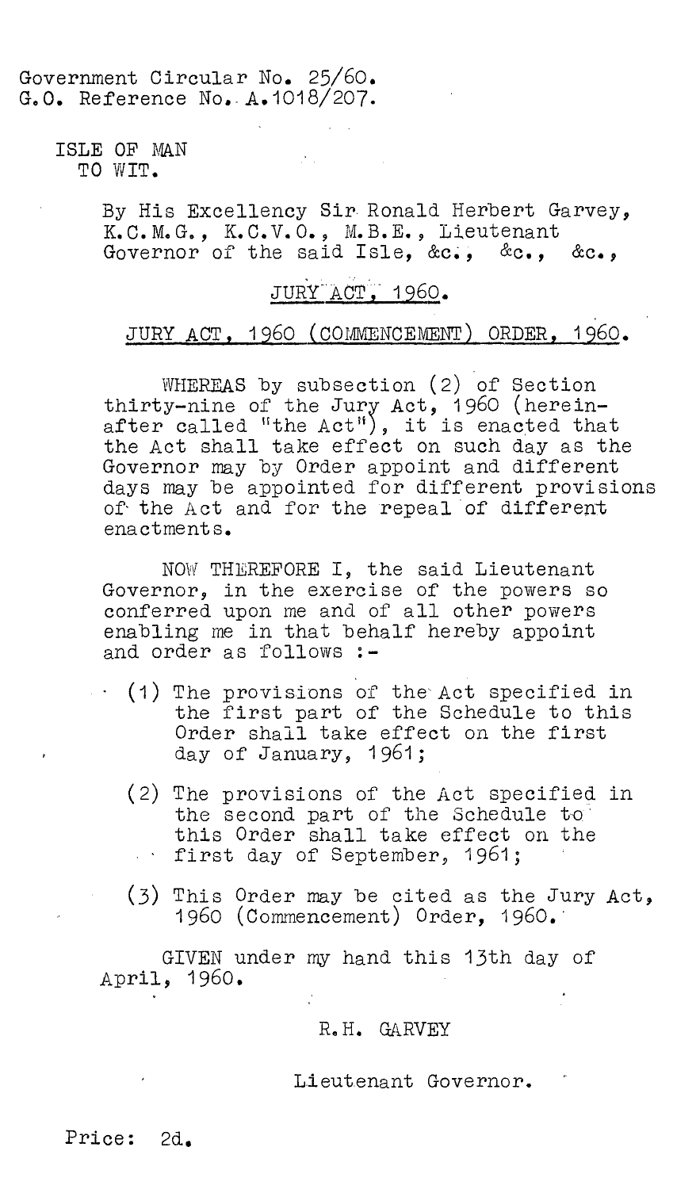Government Circular No. 25/60.
G.O. Reference No. A.1018/207.

ISLE OF MAN
TO WIT.

By His Excellency Sir Ronald Herbert Garvey, K.C.M.G., K.C.V.O., M.B.E., Lieutenant Governor of the said Isle, &c., &c., &c.,

## JURY ACT, 1960.

## JURY ACT, 1960 (COMMENCEMENT) ORDER, 1960.

WHEREAS by subsection (2) of Section thirty-nine of the Jury Act, 1960 (hereinafter called "the Act"), it is enacted that the Act shall take effect on such day as the Governor may by Order appoint and different days may be appointed for different provisions of the Act and for the repeal of different enactments.

NOW THEREFORE I, the said Lieutenant Governor, in the exercise of the powers so conferred upon me and of all other powers enabling me in that behalf hereby appoint and order as follows :-

(1) The provisions of the Act specified in the first part of the Schedule to this Order shall take effect on the first day of January, 1961;

(2) The provisions of the Act specified in the second part of the Schedule to this Order shall take effect on the first day of September, 1961;

(3) This Order may be cited as the Jury Act, 1960 (Commencement) Order, 1960.

GIVEN under my hand this 13th day of April, 1960.

R.H. GARVEY

Lieutenant Governor.

Price: 2d.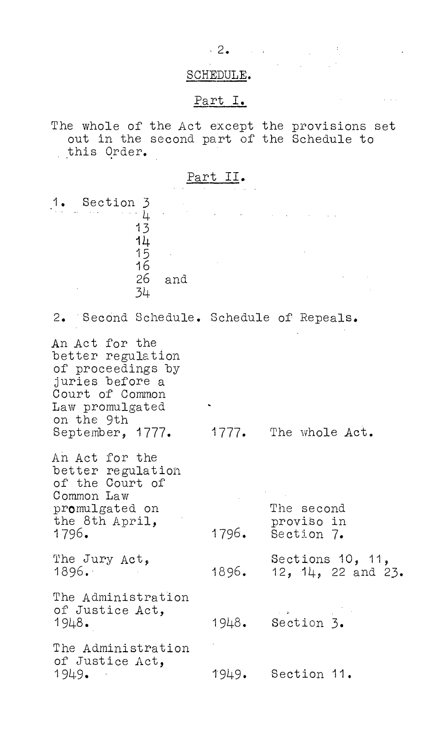## SCHEDULE.

### Part I.

The whole of the Act except the provisions set out in the second part of the Schedule to this Order.

### Part II.

1. Section 3
   4
   13
   14
   15
   16
   26 and
   34

2. Second Schedule. Schedule of Repeals.

| | | |
|---|---|---|
| An Act for the better regulation of proceedings by juries before a Court of Common Law promulgated on the 9th September, 1777. | 1777. | The whole Act. |
| An Act for the better regulation of the Court of Common Law promulgated on the 8th April, 1796. | 1796. | The second proviso in Section 7. |
| The Jury Act, 1896. | 1896. | Sections 10, 11, 12, 14, 22 and 23. |
| The Administration of Justice Act, 1948. | 1948. | Section 3. |
| The Administration of Justice Act, 1949. | 1949. | Section 11. |